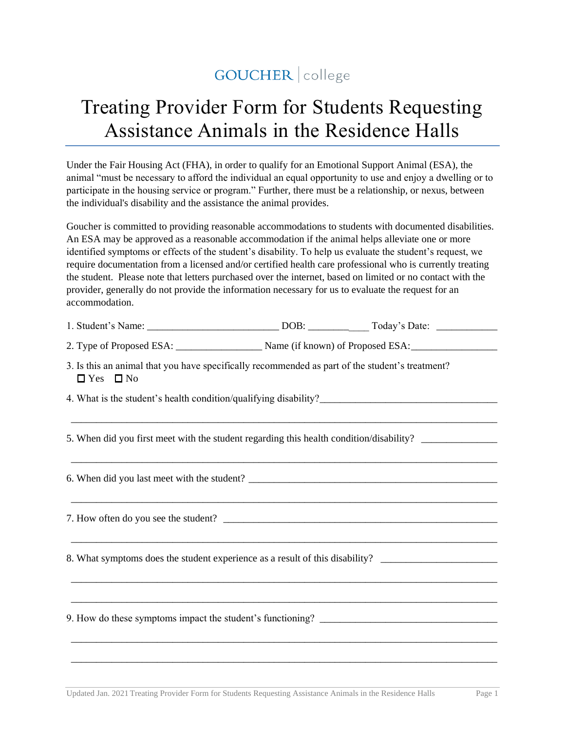GOUCHER | college

# Treating Provider Form for Students Requesting Assistance Animals in the Residence Halls

Under the Fair Housing Act (FHA), in order to qualify for an Emotional Support Animal (ESA), the animal "must be necessary to afford the individual an equal opportunity to use and enjoy a dwelling or to participate in the housing service or program." Further, there must be a relationship, or nexus, between the individual's disability and the assistance the animal provides.

Goucher is committed to providing reasonable accommodations to students with documented disabilities. An ESA may be approved as a reasonable accommodation if the animal helps alleviate one or more identified symptoms or effects of the student's disability. To help us evaluate the student's request, we require documentation from a licensed and/or certified health care professional who is currently treating the student. Please note that letters purchased over the internet, based on limited or no contact with the provider, generally do not provide the information necessary for us to evaluate the request for an accommodation.

1. Student's Name: __________________________ DOB: _____________ Today's Date: ____________

2. Type of Proposed ESA: _________________ Name (if known) of Proposed ESA:_________________

3. Is this an animal that you have specifically recommended as part of the student's treatment?
   ☐ Yes ☐ No

4. What is the student's health condition/qualifying disability?___________________________________

_________________________________________________________________________________

5. When did you first meet with the student regarding this health condition/disability? _______________

_________________________________________________________________________________

6. When did you last meet with the student? ___________________________________________________

_________________________________________________________________________________

7. How often do you see the student? ________________________________________________________

_________________________________________________________________________________

8. What symptoms does the student experience as a result of this disability? _______________________

_________________________________________________________________________________

_________________________________________________________________________________

9. How do these symptoms impact the student's functioning? ____________________________________

_________________________________________________________________________________

_________________________________________________________________________________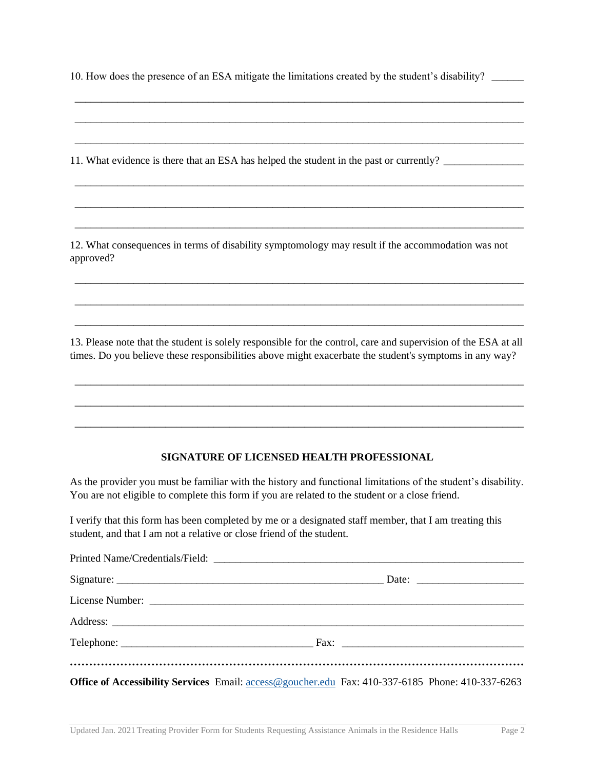10. How does the presence of an ESA mitigate the limitations created by the student's disability? ______

________________________________________________________________________________

________________________________________________________________________________

________________________________________________________________________________

11. What evidence is there that an ESA has helped the student in the past or currently? _______________

________________________________________________________________________________

________________________________________________________________________________

________________________________________________________________________________

12. What consequences in terms of disability symptomology may result if the accommodation was not approved?

________________________________________________________________________________

________________________________________________________________________________

________________________________________________________________________________

13. Please note that the student is solely responsible for the control, care and supervision of the ESA at all times. Do you believe these responsibilities above might exacerbate the student's symptoms in any way?

________________________________________________________________________________

________________________________________________________________________________

________________________________________________________________________________

### SIGNATURE OF LICENSED HEALTH PROFESSIONAL

As the provider you must be familiar with the history and functional limitations of the student's disability. You are not eligible to complete this form if you are related to the student or a close friend.

I verify that this form has been completed by me or a designated staff member, that I am treating this student, and that I am not a relative or close friend of the student.

Printed Name/Credentials/Field: ____________________________________________________________

Signature: ___________________________________________________ Date: ____________________

License Number: ________________________________________________________________________

Address: _______________________________________________________________________________

Telephone: ___________________________________ Fax: __________________________________

**Office of Accessibility Services** Email: access@goucher.edu Fax: 410-337-6185 Phone: 410-337-6263